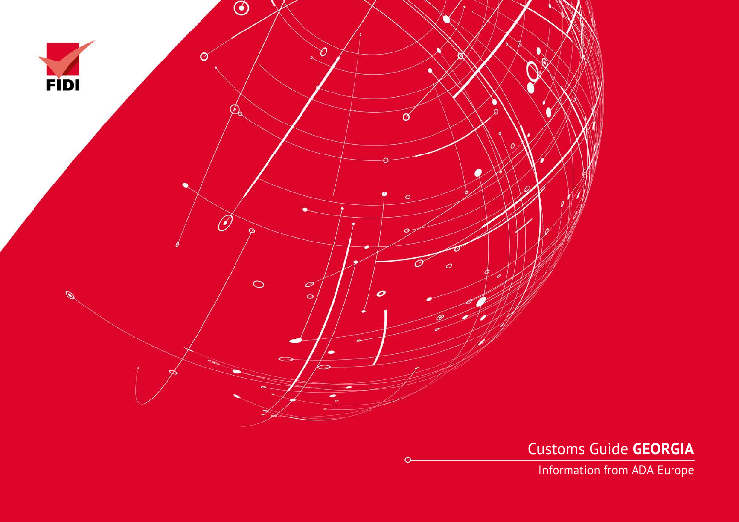FIDI

# Customs Guide **GEORGIA**

Information from ADA Europe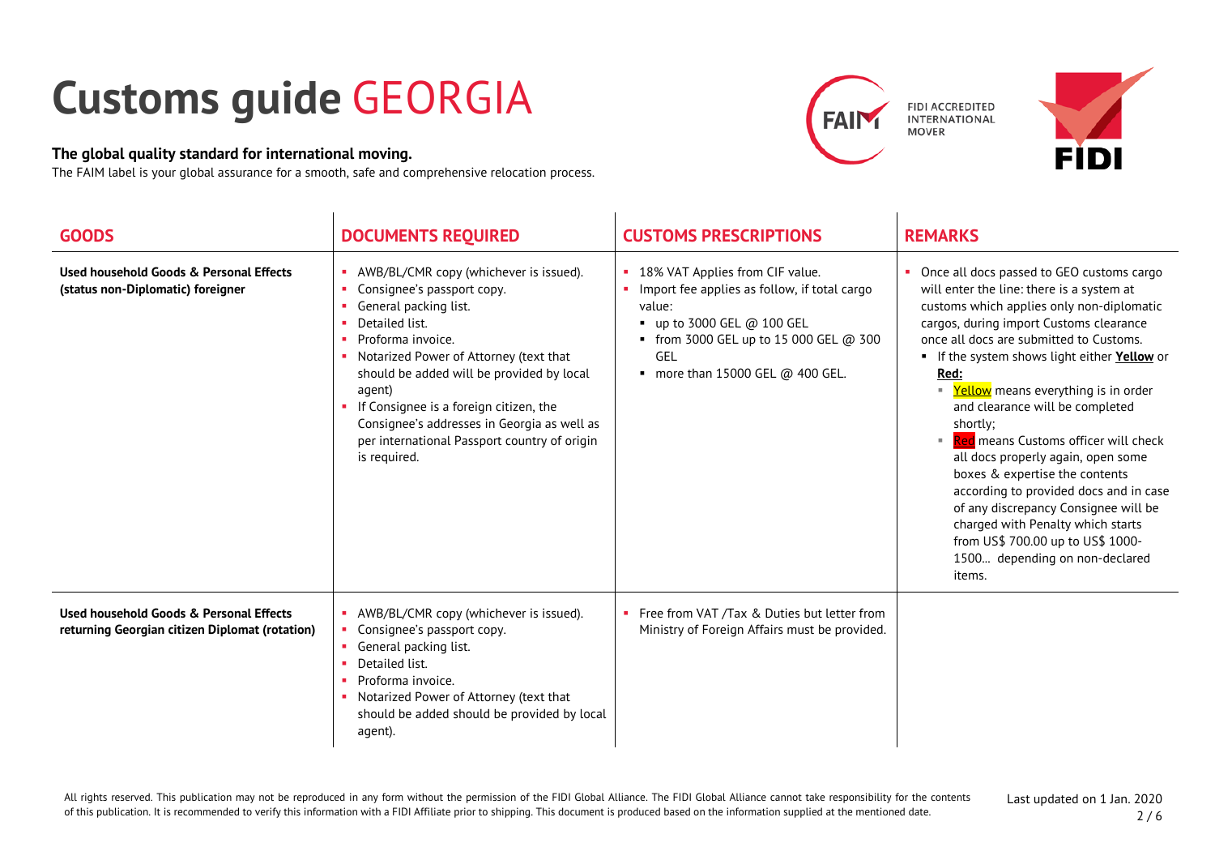# Customs guide GEORGIA

**The global quality standard for international moving.**

The FAIM label is your global assurance for a smooth, safe and comprehensive relocation process.

FIDI ACCREDITED INTERNATIONAL MOVER

| GOODS | DOCUMENTS REQUIRED | CUSTOMS PRESCRIPTIONS | REMARKS |
|---|---|---|---|
| **Used household Goods & Personal Effects (status non-Diplomatic) foreigner** | • AWB/BL/CMR copy (whichever is issued).<br>• Consignee's passport copy.<br>• General packing list.<br>• Detailed list.<br>• Proforma invoice.<br>• Notarized Power of Attorney (text that should be added will be provided by local agent)<br>• If Consignee is a foreign citizen, the Consignee's addresses in Georgia as well as per international Passport country of origin is required. | • 18% VAT Applies from CIF value.<br>• Import fee applies as follow, if total cargo value:<br>  ▪ up to 3000 GEL @ 100 GEL<br>  ▪ from 3000 GEL up to 15 000 GEL @ 300 GEL<br>  ▪ more than 15000 GEL @ 400 GEL. | • Once all docs passed to GEO customs cargo will enter the line: there is a system at customs which applies only non-diplomatic cargos, during import Customs clearance once all docs are submitted to Customs.<br>  ▪ If the system shows light either **Yellow** or **Red:**<br>    ▪ Yellow means everything is in order and clearance will be completed shortly;<br>    ▪ Red means Customs officer will check all docs properly again, open some boxes & expertise the contents according to provided docs and in case of any discrepancy Consignee will be charged with Penalty which starts from US$ 700.00 up to US$ 1000-1500... depending on non-declared items. |
| **Used household Goods & Personal Effects returning Georgian citizen Diplomat (rotation)** | • AWB/BL/CMR copy (whichever is issued).<br>• Consignee's passport copy.<br>• General packing list.<br>• Detailed list.<br>• Proforma invoice.<br>• Notarized Power of Attorney (text that should be added should be provided by local agent). | • Free from VAT /Tax & Duties but letter from Ministry of Foreign Affairs must be provided. | |

All rights reserved. This publication may not be reproduced in any form without the permission of the FIDI Global Alliance. The FIDI Global Alliance cannot take responsibility for the contents of this publication. It is recommended to verify this information with a FIDI Affiliate prior to shipping. This document is produced based on the information supplied at the mentioned date.

Last updated on 1 Jan. 2020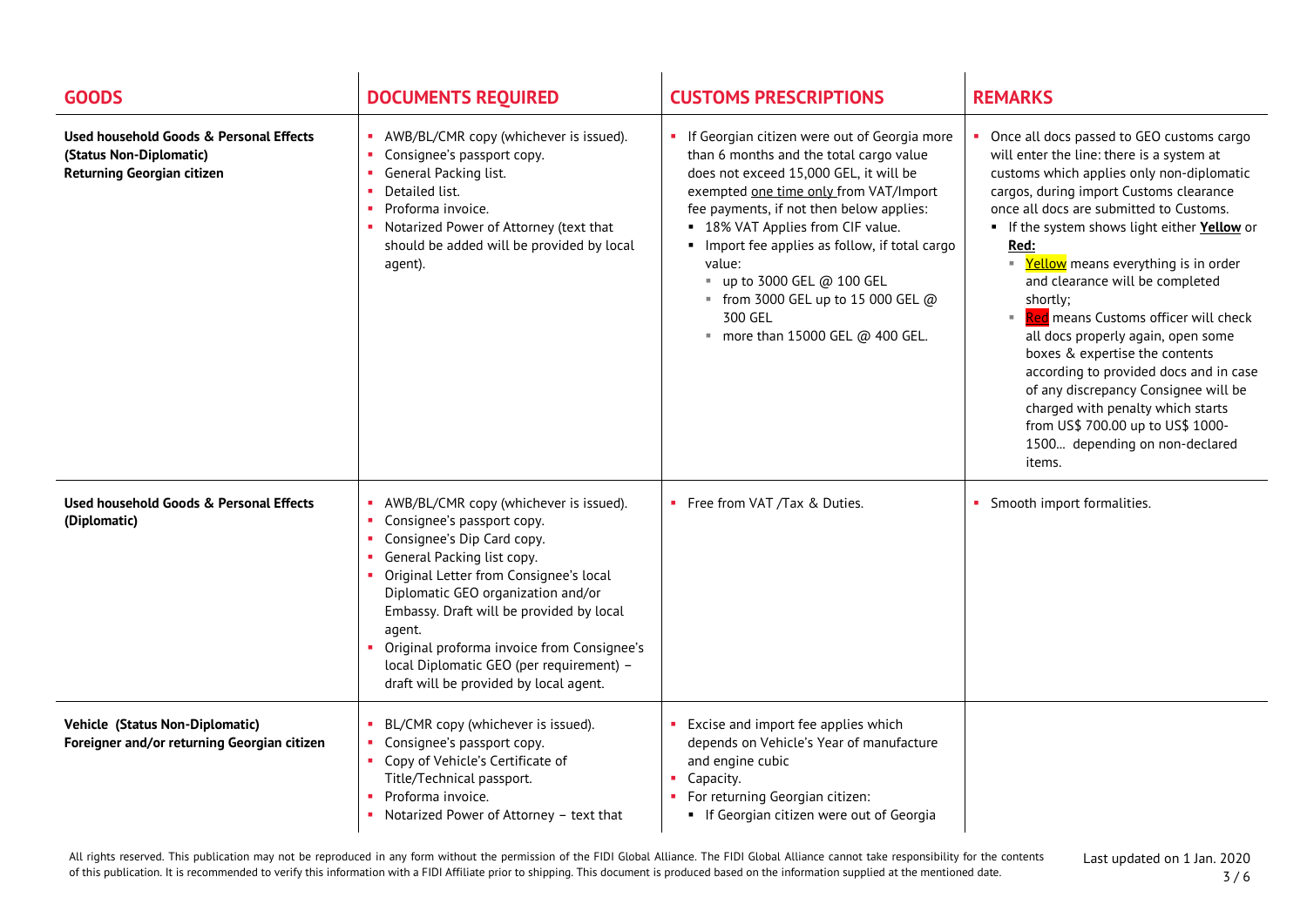| GOODS | DOCUMENTS REQUIRED | CUSTOMS PRESCRIPTIONS | REMARKS |
|---|---|---|---|
| **Used household Goods & Personal Effects (Status Non-Diplomatic) Returning Georgian citizen** | • AWB/BL/CMR copy (whichever is issued).<br>• Consignee's passport copy.<br>• General Packing list.<br>• Detailed list.<br>• Proforma invoice.<br>• Notarized Power of Attorney (text that should be added will be provided by local agent). | • If Georgian citizen were out of Georgia more than 6 months and the total cargo value does not exceed 15,000 GEL, it will be exempted one time only from VAT/Import fee payments, if not then below applies:<br>  ▪ 18% VAT Applies from CIF value.<br>  ▪ Import fee applies as follow, if total cargo value:<br>    ▪ up to 3000 GEL @ 100 GEL<br>    ▪ from 3000 GEL up to 15 000 GEL @ 300 GEL<br>    ▪ more than 15000 GEL @ 400 GEL. | • Once all docs passed to GEO customs cargo will enter the line: there is a system at customs which applies only non-diplomatic cargos, during import Customs clearance once all docs are submitted to Customs.<br>  ▪ If the system shows light either **Yellow** or **Red:**<br>    ▪ Yellow means everything is in order and clearance will be completed shortly;<br>    ▪ Red means Customs officer will check all docs properly again, open some boxes & expertise the contents according to provided docs and in case of any discrepancy Consignee will be charged with penalty which starts from US$ 700.00 up to US$ 1000-1500… depending on non-declared items. |
| **Used household Goods & Personal Effects (Diplomatic)** | • AWB/BL/CMR copy (whichever is issued).<br>• Consignee's passport copy.<br>• Consignee's Dip Card copy.<br>• General Packing list copy.<br>• Original Letter from Consignee's local Diplomatic GEO organization and/or Embassy. Draft will be provided by local agent.<br>• Original proforma invoice from Consignee's local Diplomatic GEO (per requirement) – draft will be provided by local agent. | • Free from VAT /Tax & Duties. | • Smooth import formalities. |
| **Vehicle (Status Non-Diplomatic) Foreigner and/or returning Georgian citizen** | • BL/CMR copy (whichever is issued).<br>• Consignee's passport copy.<br>• Copy of Vehicle's Certificate of Title/Technical passport.<br>• Proforma invoice.<br>• Notarized Power of Attorney – text that | • Excise and import fee applies which depends on Vehicle's Year of manufacture and engine cubic<br>• Capacity.<br>• For returning Georgian citizen:<br>  ▪ If Georgian citizen were out of Georgia | |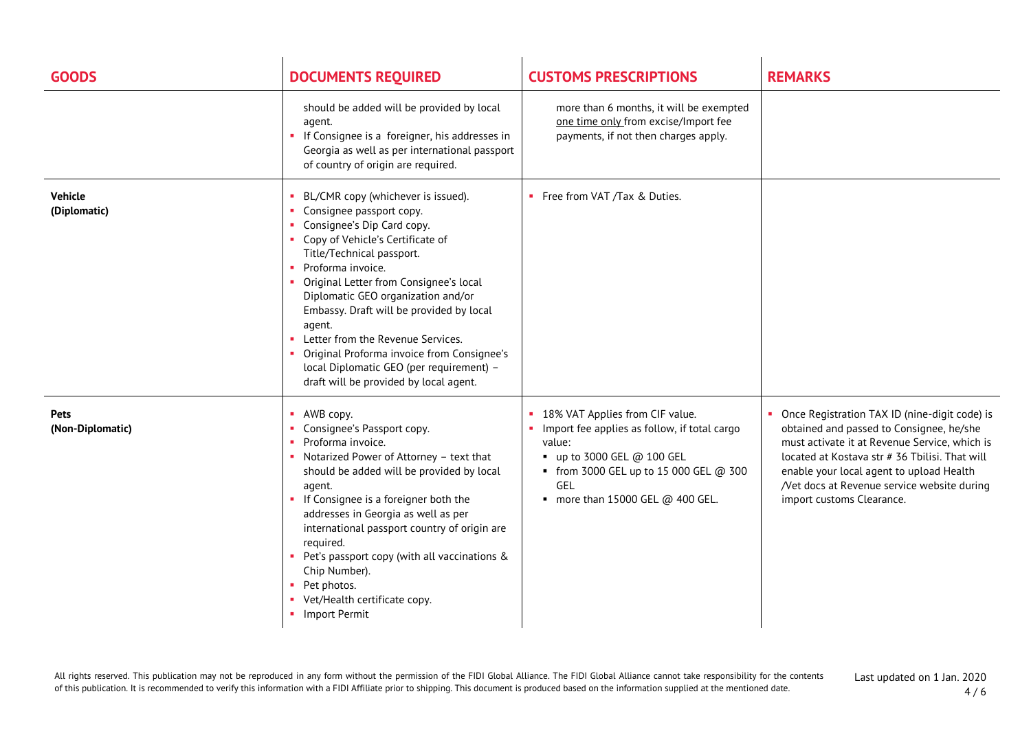| GOODS | DOCUMENTS REQUIRED | CUSTOMS PRESCRIPTIONS | REMARKS |
|---|---|---|---|
| | should be added will be provided by local agent.<br>▪ If Consignee is a foreigner, his addresses in Georgia as well as per international passport of country of origin are required. | more than 6 months, it will be exempted <u>one time only</u> from excise/Import fee payments, if not then charges apply. | |
| **Vehicle (Diplomatic)** | ▪ BL/CMR copy (whichever is issued).<br>▪ Consignee passport copy.<br>▪ Consignee's Dip Card copy.<br>▪ Copy of Vehicle's Certificate of Title/Technical passport.<br>▪ Proforma invoice.<br>▪ Original Letter from Consignee's local Diplomatic GEO organization and/or Embassy. Draft will be provided by local agent.<br>▪ Letter from the Revenue Services.<br>▪ Original Proforma invoice from Consignee's local Diplomatic GEO (per requirement) – draft will be provided by local agent. | ▪ Free from VAT /Tax & Duties. | |
| **Pets (Non-Diplomatic)** | ▪ AWB copy.<br>▪ Consignee's Passport copy.<br>▪ Proforma invoice.<br>▪ Notarized Power of Attorney – text that should be added will be provided by local agent.<br>▪ If Consignee is a foreigner both the addresses in Georgia as well as per international passport country of origin are required.<br>▪ Pet's passport copy (with all vaccinations & Chip Number).<br>▪ Pet photos.<br>▪ Vet/Health certificate copy.<br>▪ Import Permit | ▪ 18% VAT Applies from CIF value.<br>▪ Import fee applies as follow, if total cargo value:<br>  ▪ up to 3000 GEL @ 100 GEL<br>  ▪ from 3000 GEL up to 15 000 GEL @ 300 GEL<br>  ▪ more than 15000 GEL @ 400 GEL. | ▪ Once Registration TAX ID (nine-digit code) is obtained and passed to Consignee, he/she must activate it at Revenue Service, which is located at Kostava str # 36 Tbilisi. That will enable your local agent to upload Health /Vet docs at Revenue service website during import customs Clearance. |

All rights reserved. This publication may not be reproduced in any form without the permission of the FIDI Global Alliance. The FIDI Global Alliance cannot take responsibility for the contents of this publication. It is recommended to verify this information with a FIDI Affiliate prior to shipping. This document is produced based on the information supplied at the mentioned date.

Last updated on 1 Jan. 2020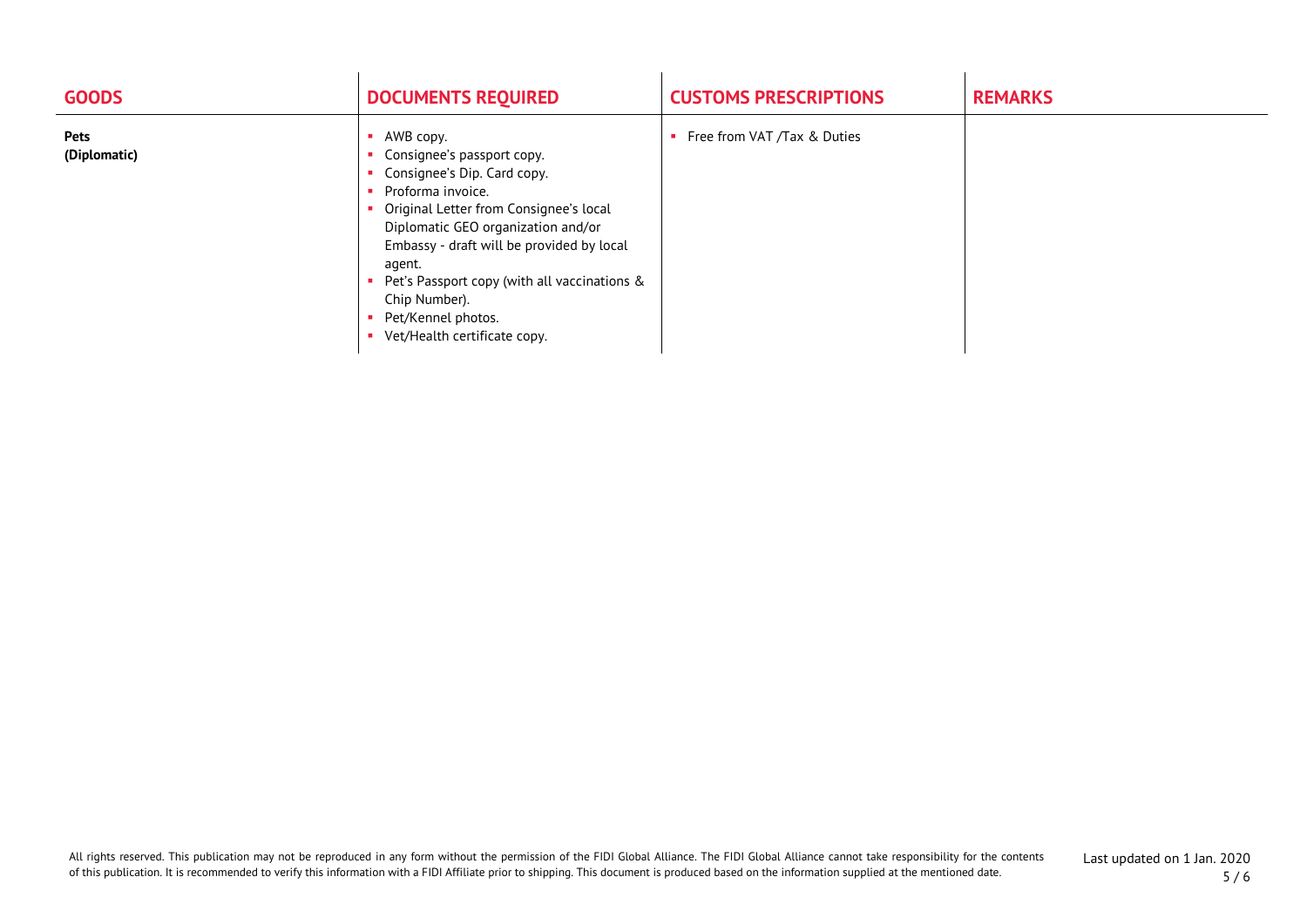| GOODS | DOCUMENTS REQUIRED | CUSTOMS PRESCRIPTIONS | REMARKS |
|---|---|---|---|
| **Pets (Diplomatic)** | ▪ AWB copy.<br>▪ Consignee's passport copy.<br>▪ Consignee's Dip. Card copy.<br>▪ Proforma invoice.<br>▪ Original Letter from Consignee's local Diplomatic GEO organization and/or Embassy - draft will be provided by local agent.<br>▪ Pet's Passport copy (with all vaccinations & Chip Number).<br>▪ Pet/Kennel photos.<br>▪ Vet/Health certificate copy. | ▪ Free from VAT /Tax & Duties | |

All rights reserved. This publication may not be reproduced in any form without the permission of the FIDI Global Alliance. The FIDI Global Alliance cannot take responsibility for the contents of this publication. It is recommended to verify this information with a FIDI Affiliate prior to shipping. This document is produced based on the information supplied at the mentioned date.

Last updated on 1 Jan. 2020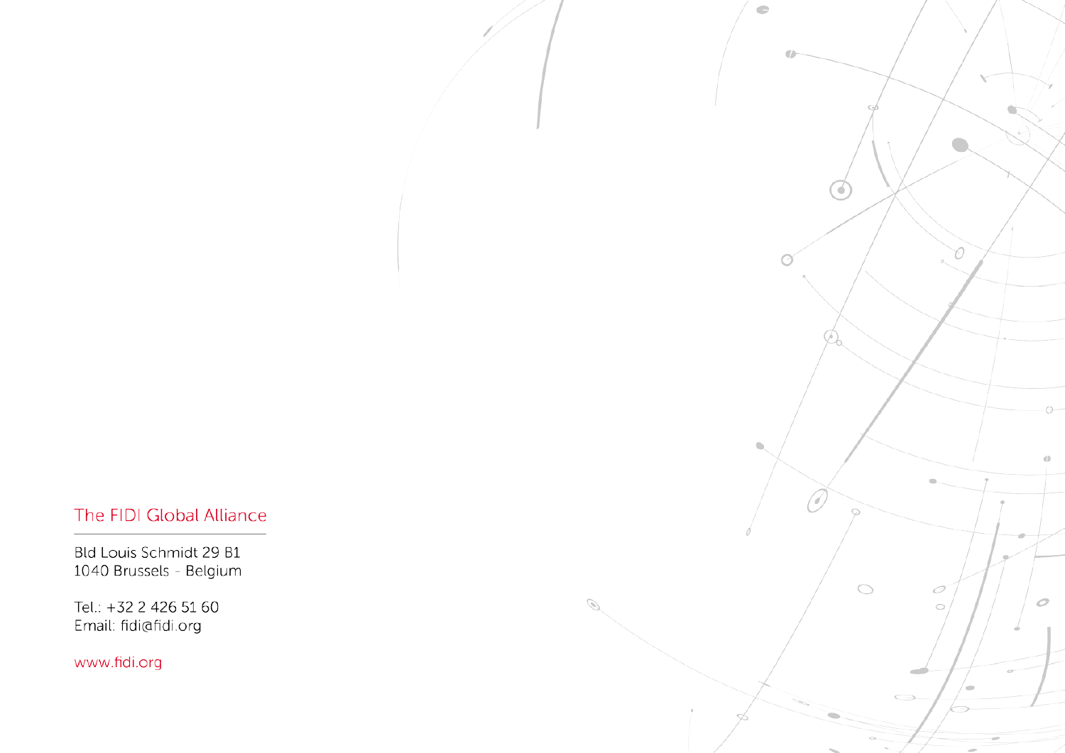The FIDI Global Alliance

Bld Louis Schmidt 29 B1
1040 Brussels - Belgium

Tel.: +32 2 426 51 60
Email: fidi@fidi.org

www.fidi.org